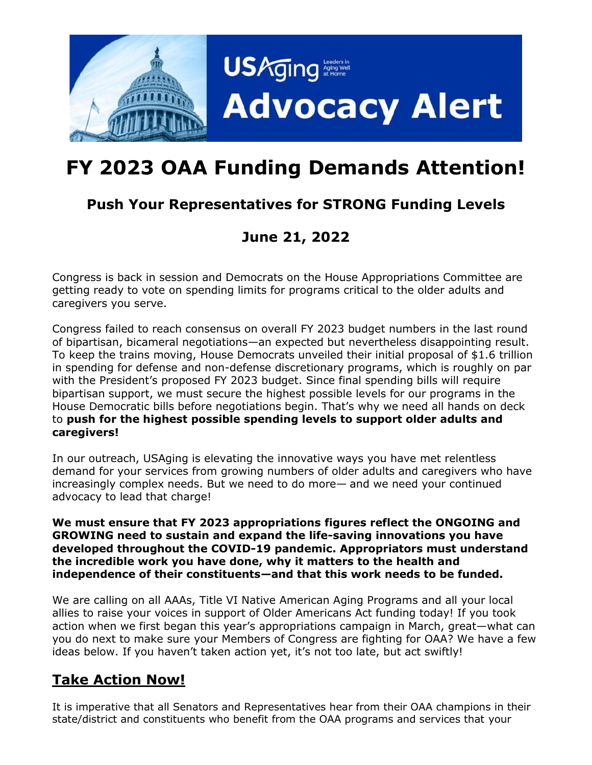USAging Leaders in Aging Well at Home

**Advocacy Alert**

# FY 2023 OAA Funding Demands Attention!

## Push Your Representatives for STRONG Funding Levels

## June 21, 2022

Congress is back in session and Democrats on the House Appropriations Committee are getting ready to vote on spending limits for programs critical to the older adults and caregivers you serve.

Congress failed to reach consensus on overall FY 2023 budget numbers in the last round of bipartisan, bicameral negotiations—an expected but nevertheless disappointing result. To keep the trains moving, House Democrats unveiled their initial proposal of $1.6 trillion in spending for defense and non-defense discretionary programs, which is roughly on par with the President's proposed FY 2023 budget. Since final spending bills will require bipartisan support, we must secure the highest possible levels for our programs in the House Democratic bills before negotiations begin. That's why we need all hands on deck to **push for the highest possible spending levels to support older adults and caregivers!**

In our outreach, USAging is elevating the innovative ways you have met relentless demand for your services from growing numbers of older adults and caregivers who have increasingly complex needs. But we need to do more— and we need your continued advocacy to lead that charge!

**We must ensure that FY 2023 appropriations figures reflect the ONGOING and GROWING need to sustain and expand the life-saving innovations you have developed throughout the COVID-19 pandemic. Appropriators must understand the incredible work you have done, why it matters to the health and independence of their constituents—and that this work needs to be funded.**

We are calling on all AAAs, Title VI Native American Aging Programs and all your local allies to raise your voices in support of Older Americans Act funding today! If you took action when we first began this year's appropriations campaign in March, great—what can you do next to make sure your Members of Congress are fighting for OAA? We have a few ideas below. If you haven't taken action yet, it's not too late, but act swiftly!

## Take Action Now!

It is imperative that all Senators and Representatives hear from their OAA champions in their state/district and constituents who benefit from the OAA programs and services that your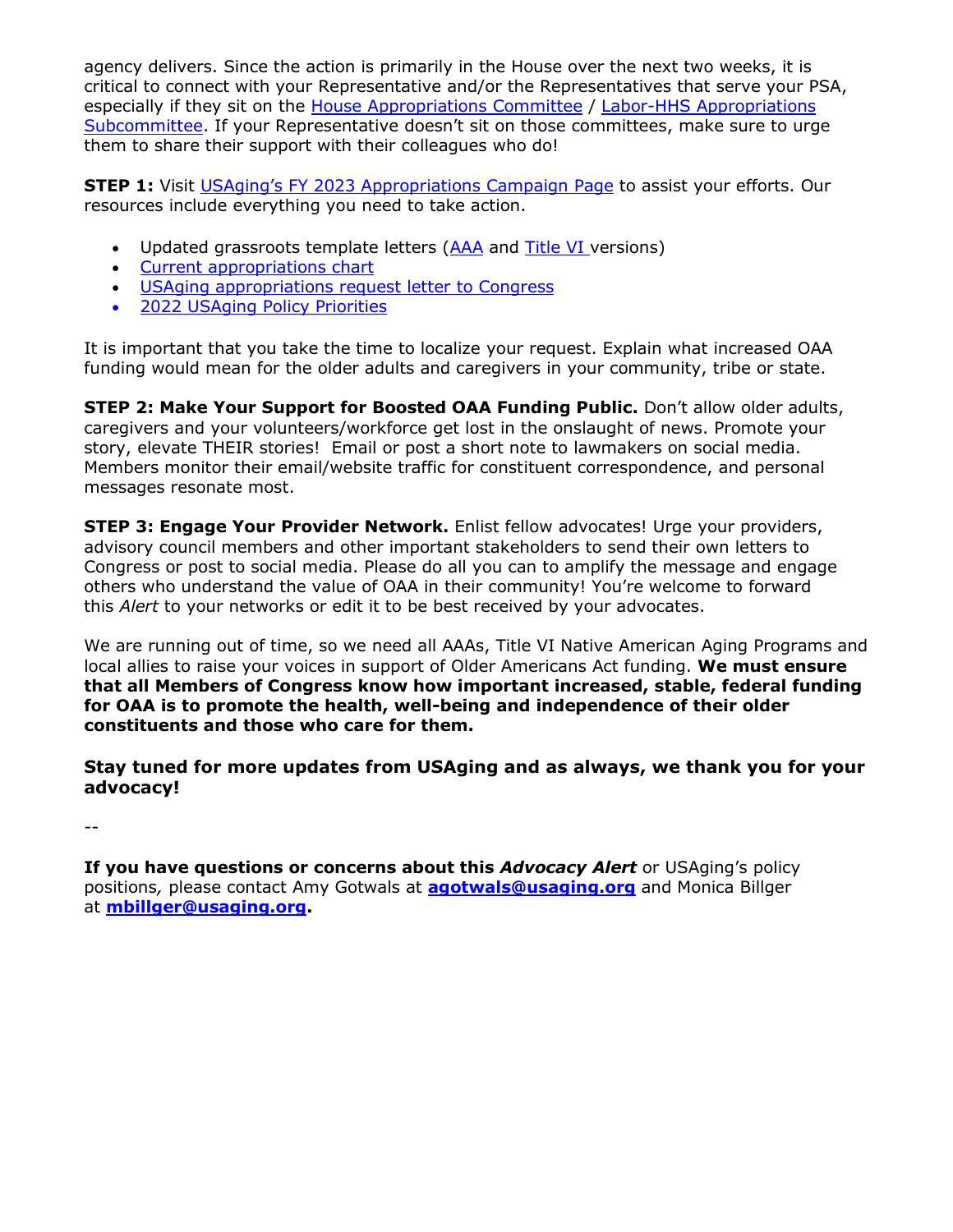agency delivers. Since the action is primarily in the House over the next two weeks, it is critical to connect with your Representative and/or the Representatives that serve your PSA, especially if they sit on the House Appropriations Committee / Labor-HHS Appropriations Subcommittee. If your Representative doesn't sit on those committees, make sure to urge them to share their support with their colleagues who do!

**STEP 1:** Visit USAging's FY 2023 Appropriations Campaign Page to assist your efforts. Our resources include everything you need to take action.

- Updated grassroots template letters (AAA and Title VI versions)
- Current appropriations chart
- USAging appropriations request letter to Congress
- 2022 USAging Policy Priorities

It is important that you take the time to localize your request. Explain what increased OAA funding would mean for the older adults and caregivers in your community, tribe or state.

**STEP 2: Make Your Support for Boosted OAA Funding Public.** Don't allow older adults, caregivers and your volunteers/workforce get lost in the onslaught of news. Promote your story, elevate THEIR stories! Email or post a short note to lawmakers on social media. Members monitor their email/website traffic for constituent correspondence, and personal messages resonate most.

**STEP 3: Engage Your Provider Network.** Enlist fellow advocates! Urge your providers, advisory council members and other important stakeholders to send their own letters to Congress or post to social media. Please do all you can to amplify the message and engage others who understand the value of OAA in their community! You're welcome to forward this *Alert* to your networks or edit it to be best received by your advocates.

We are running out of time, so we need all AAAs, Title VI Native American Aging Programs and local allies to raise your voices in support of Older Americans Act funding. **We must ensure that all Members of Congress know how important increased, stable, federal funding for OAA is to promote the health, well-being and independence of their older constituents and those who care for them.**

**Stay tuned for more updates from USAging and as always, we thank you for your advocacy!**

--

**If you have questions or concerns about this *Advocacy Alert*** or USAging's policy positions, please contact Amy Gotwals at **agotwals@usaging.org** and Monica Billger at **mbillger@usaging.org.**